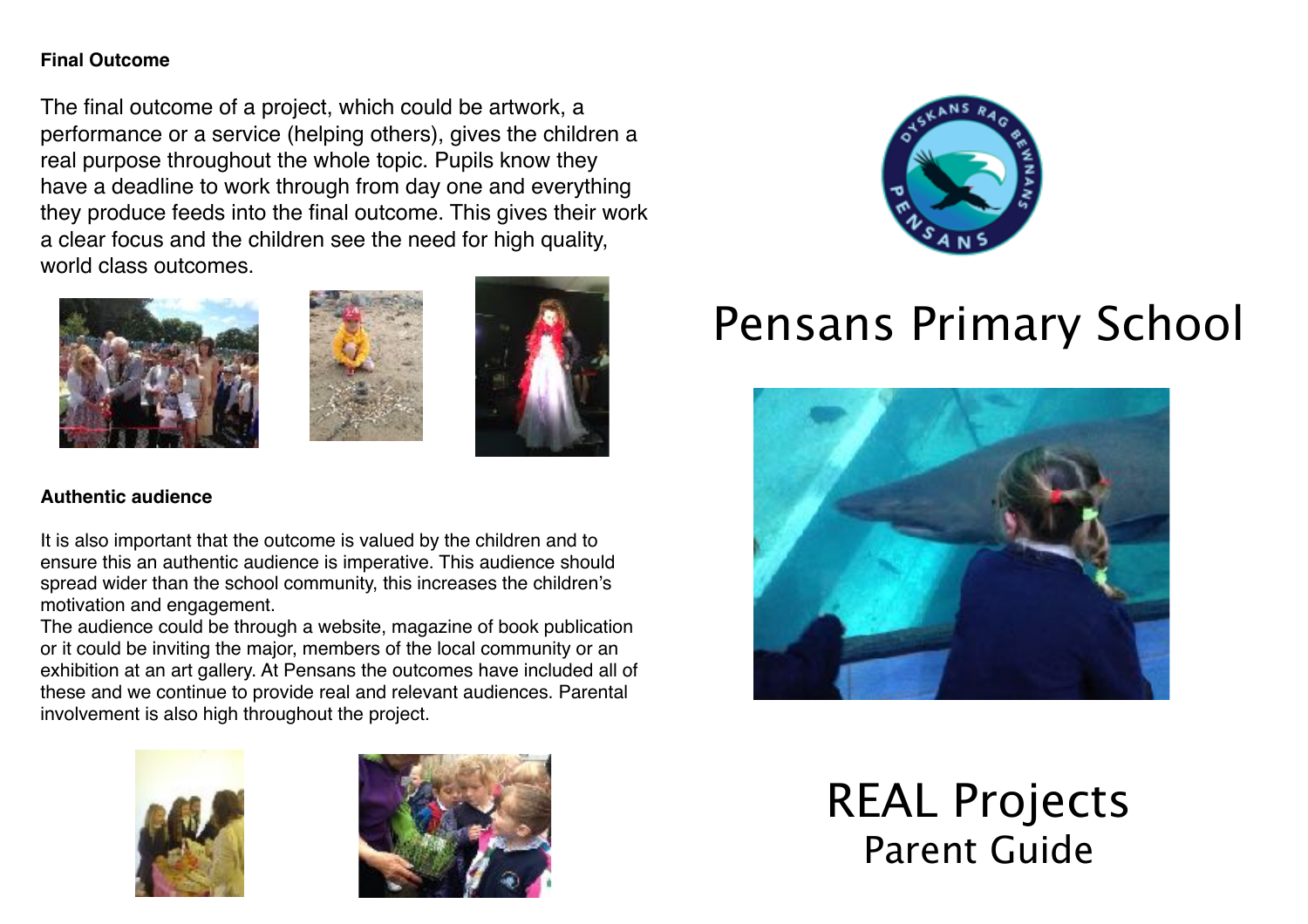**Final Outcome**

The final outcome of a project, which could be artwork, a performance or a service (helping others), gives the children a real purpose throughout the whole topic. Pupils know they have a deadline to work through from day one and everything they produce feeds into the final outcome. This gives their work a clear focus and the children see the need for high quality, world class outcomes.

**Authentic audience**

It is also important that the outcome is valued by the children and to ensure this an authentic audience is imperative. This audience should spread wider than the school community, this increases the children's motivation and engagement.

The audience could be through a website, magazine of book publication or it could be inviting the major, members of the local community or an exhibition at an art gallery. At Pensans the outcomes have included all of these and we continue to provide real and relevant audiences. Parental involvement is also high throughout the project.

# Pensans Primary School

# REAL Projects

## Parent Guide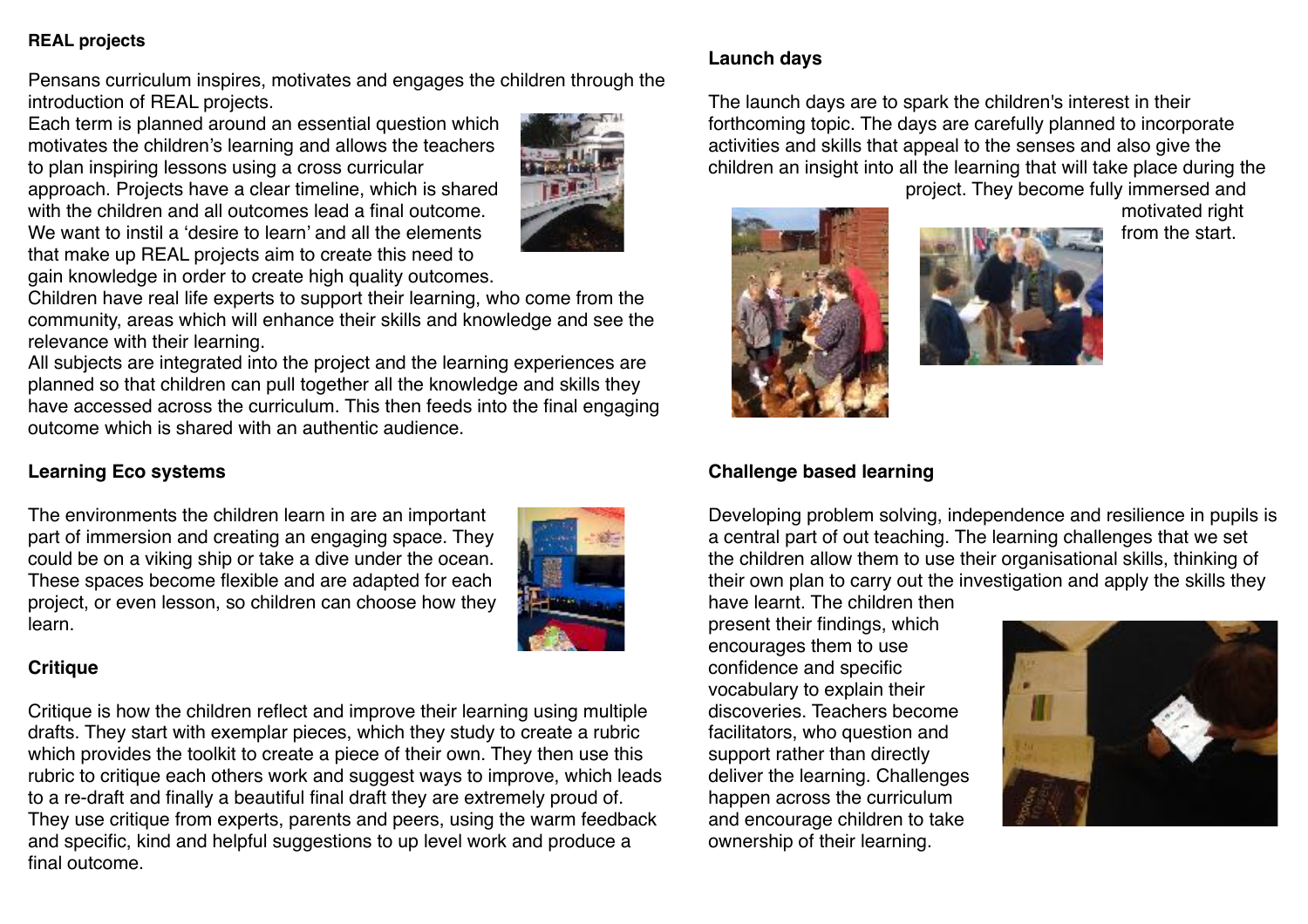**REAL projects**

Pensans curriculum inspires, motivates and engages the children through the introduction of REAL projects.

Each term is planned around an essential question which motivates the children's learning and allows the teachers to plan inspiring lessons using a cross curricular approach. Projects have a clear timeline, which is shared with the children and all outcomes lead a final outcome. We want to instil a 'desire to learn' and all the elements that make up REAL projects aim to create this need to gain knowledge in order to create high quality outcomes.

Children have real life experts to support their learning, who come from the community, areas which will enhance their skills and knowledge and see the relevance with their learning.

All subjects are integrated into the project and the learning experiences are planned so that children can pull together all the knowledge and skills they have accessed across the curriculum. This then feeds into the final engaging outcome which is shared with an authentic audience.

**Learning Eco systems**

The environments the children learn in are an important part of immersion and creating an engaging space. They could be on a viking ship or take a dive under the ocean. These spaces become flexible and are adapted for each project, or even lesson, so children can choose how they learn.

**Critique**

Critique is how the children reflect and improve their learning using multiple drafts. They start with exemplar pieces, which they study to create a rubric which provides the toolkit to create a piece of their own. They then use this rubric to critique each others work and suggest ways to improve, which leads to a re-draft and finally a beautiful final draft they are extremely proud of. They use critique from experts, parents and peers, using the warm feedback and specific, kind and helpful suggestions to up level work and produce a final outcome.

**Launch days**

The launch days are to spark the children's interest in their forthcoming topic. The days are carefully planned to incorporate activities and skills that appeal to the senses and also give the children an insight into all the learning that will take place during the project. They become fully immersed and motivated right from the start.

**Challenge based learning**

Developing problem solving, independence and resilience in pupils is a central part of out teaching. The learning challenges that we set the children allow them to use their organisational skills, thinking of their own plan to carry out the investigation and apply the skills they have learnt. The children then present their findings, which encourages them to use confidence and specific vocabulary to explain their discoveries. Teachers become facilitators, who question and support rather than directly deliver the learning. Challenges happen across the curriculum and encourage children to take ownership of their learning.